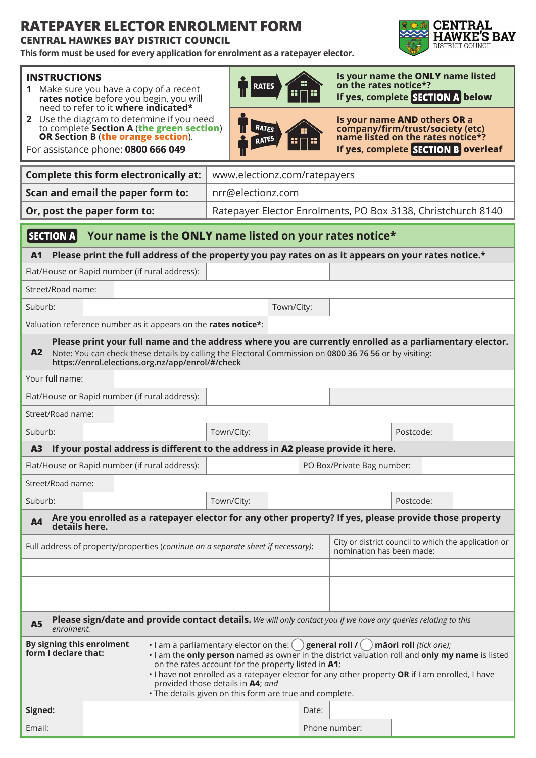# RATEPAYER ELECTOR ENROLMENT FORM

**CENTRAL HAWKES BAY DISTRICT COUNCIL**

**This form must be used for every application for enrolment as a ratepayer elector.**

CENTRAL HAWKE'S BAY DISTRICT COUNCIL

## INSTRUCTIONS

1. Make sure you have a copy of a recent **rates notice** before you begin, you will need to refer to it **where indicated***
2. Use the diagram to determine if you need to complete **Section A** (**the green section**) **OR** Section B (**the orange section**).

For assistance phone: **0800 666 049**

RATES — **Is your name the ONLY name listed on the rates notice*?** **If yes, complete SECTION A below**

RATES RATES — **Is your name AND others OR a company/firm/trust/society (etc) name listed on the rates notice*?** **If yes, complete SECTION B overleaf**

| | |
|---|---|
| **Complete this form electronically at:** | www.electionz.com/ratepayers |
| **Scan and email the paper form to:** | nrr@electionz.com |
| **Or, post the paper form to:** | Ratepayer Elector Enrolments, PO Box 3138, Christchurch 8140 |

## SECTION A Your name is the ONLY name listed on your rates notice*

**A1 Please print the full address of the property you pay rates on as it appears on your rates notice.***

| | | | |
|---|---|---|---|
| Flat/House or Rapid number (if rural address): | | | |
| Street/Road name: | | | |
| Suburb: | | Town/City: | |
| Valuation reference number as it appears on the **rates notice***: | | | |

**A2 Please print your full name and the address where you are currently enrolled as a parliamentary elector.**
Note: You can check these details by calling the Electoral Commission on **0800 36 76 56** or by visiting: **https://enrol.elections.org.nz/app/enrol/#/check**

| | | | | | |
|---|---|---|---|---|---|
| Your full name: | | | | | |
| Flat/House or Rapid number (if rural address): | | | | | |
| Street/Road name: | | | | | |
| Suburb: | | Town/City: | | Postcode: | |

**A3 If your postal address is different to the address in A2 please provide it here.**

| | | | | | |
|---|---|---|---|---|---|
| Flat/House or Rapid number (if rural address): | | PO Box/Private Bag number: | | | |
| Street/Road name: | | | | | |
| Suburb: | | Town/City: | | Postcode: | |

**A4 Are you enrolled as a ratepayer elector for any other property? If yes, please provide those property details here.**

| Full address of property/properties (*continue on a separate sheet if necessary*): | City or district council to which the application or nomination has been made: |
|---|---|
| | |
| | |
| | |

**A5 Please sign/date and provide contact details.** *We will only contact you if we have any queries relating to this enrolment.*

**By signing this enrolment form I declare that:**

- I am a parliamentary elector on the: ◯ **general roll /** ◯ **māori roll** *(tick one)*;
- I am the **only person** named as owner in the district valuation roll and **only my name** is listed on the rates account for the property listed in **A1**;
- I have not enrolled as a ratepayer elector for any other property **OR** if I am enrolled, I have provided those details in **A4**; *and*
- The details given on this form are true and complete.

| | | | |
|---|---|---|---|
| **Signed:** | | Date: | |
| Email: | | Phone number: | |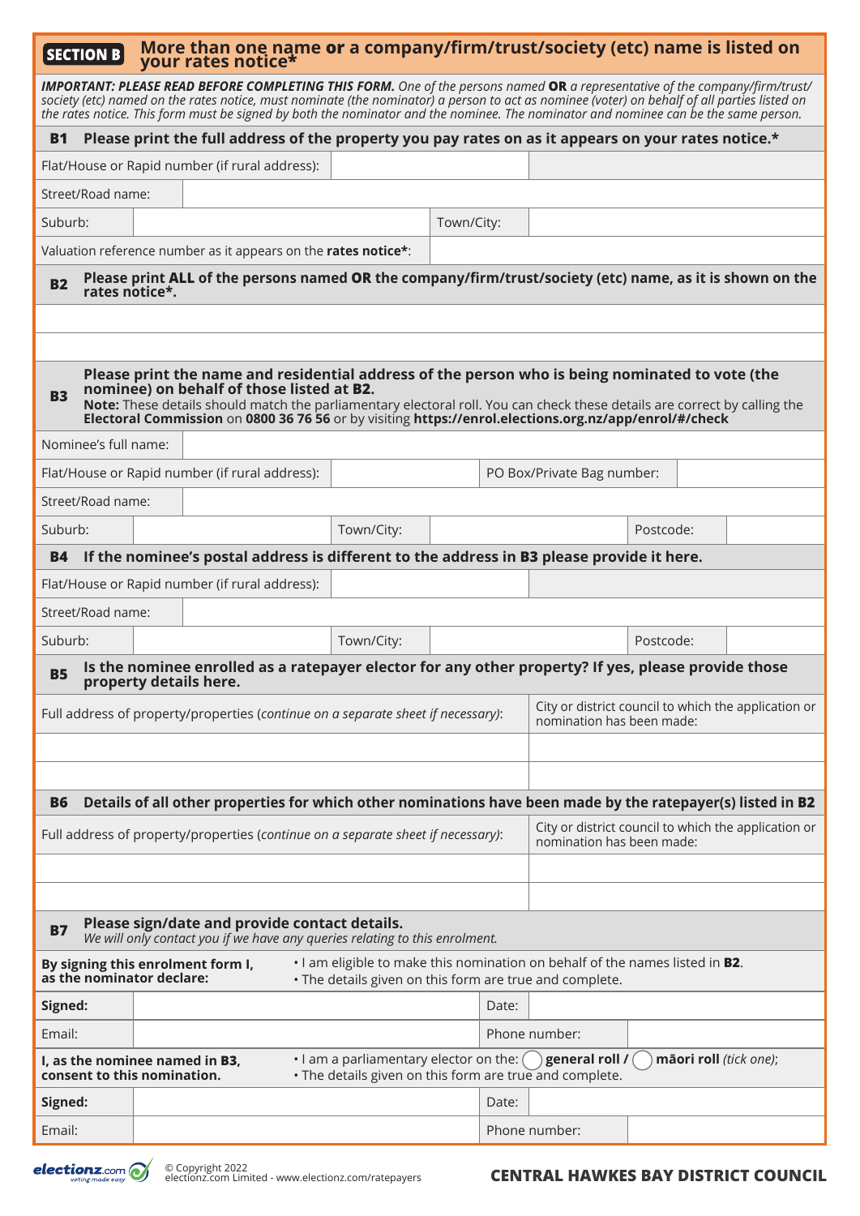## SECTION B More than one name or a company/firm/trust/society (etc) name is listed on your rates notice*

***IMPORTANT: PLEASE READ BEFORE COMPLETING THIS FORM.*** *One of the persons named* ***OR*** *a representative of the company/firm/trust/society (etc) named on the rates notice, must nominate (the nominator) a person to act as nominee (voter) on behalf of all parties listed on the rates notice. This form must be signed by both the nominator and the nominee. The nominator and nominee can be the same person.*

### B1 Please print the full address of the property you pay rates on as it appears on your rates notice.*

| | | | |
|---|---|---|---|
| Flat/House or Rapid number (if rural address): | | | |
| Street/Road name: | | | |
| Suburb: | | Town/City: | |
| Valuation reference number as it appears on the **rates notice***: | | | |

### B2 Please print ALL of the persons named OR the company/firm/trust/society (etc) name, as it is shown on the rates notice*.

| |
|---|
| |
| |

### B3 Please print the name and residential address of the person who is being nominated to vote (the nominee) on behalf of those listed at B2.

**Note:** These details should match the parliamentary electoral roll. You can check these details are correct by calling the **Electoral Commission** on **0800 36 76 56** or by visiting **https://enrol.elections.org.nz/app/enrol/#/check**

| | | | |
|---|---|---|---|
| Nominee's full name: | | | |
| Flat/House or Rapid number (if rural address): | | PO Box/Private Bag number: | |
| Street/Road name: | | | |
| Suburb: | Town/City: | | Postcode: |

### B4 If the nominee's postal address is different to the address in B3 please provide it here.

| | | | |
|---|---|---|---|
| Flat/House or Rapid number (if rural address): | | | |
| Street/Road name: | | | |
| Suburb: | Town/City: | | Postcode: |

### B5 Is the nominee enrolled as a ratepayer elector for any other property? If yes, please provide those property details here.

| Full address of property/properties (*continue on a separate sheet if necessary*): | City or district council to which the application or nomination has been made: |
|---|---|
| | |
| | |

### B6 Details of all other properties for which other nominations have been made by the ratepayer(s) listed in B2

| Full address of property/properties (*continue on a separate sheet if necessary*): | City or district council to which the application or nomination has been made: |
|---|---|
| | |
| | |

### B7 Please sign/date and provide contact details.

*We will only contact you if we have any queries relating to this enrolment.*

**By signing this enrolment form I, as the nominator declare:**
- I am eligible to make this nomination on behalf of the names listed in **B2**.
- The details given on this form are true and complete.

| | | | |
|---|---|---|---|
| **Signed:** | | Date: | |
| Email: | | Phone number: | |

**I, as the nominee named in B3, consent to this nomination.**
- I am a parliamentary elector on the: ◯ **general roll** / ◯ **māori roll** *(tick one)*;
- The details given on this form are true and complete.

| | | | |
|---|---|---|---|
| **Signed:** | | Date: | |
| Email: | | Phone number: | |

© Copyright 2022
electionz.com Limited - www.electionz.com/ratepayers

**CENTRAL HAWKES BAY DISTRICT COUNCIL**